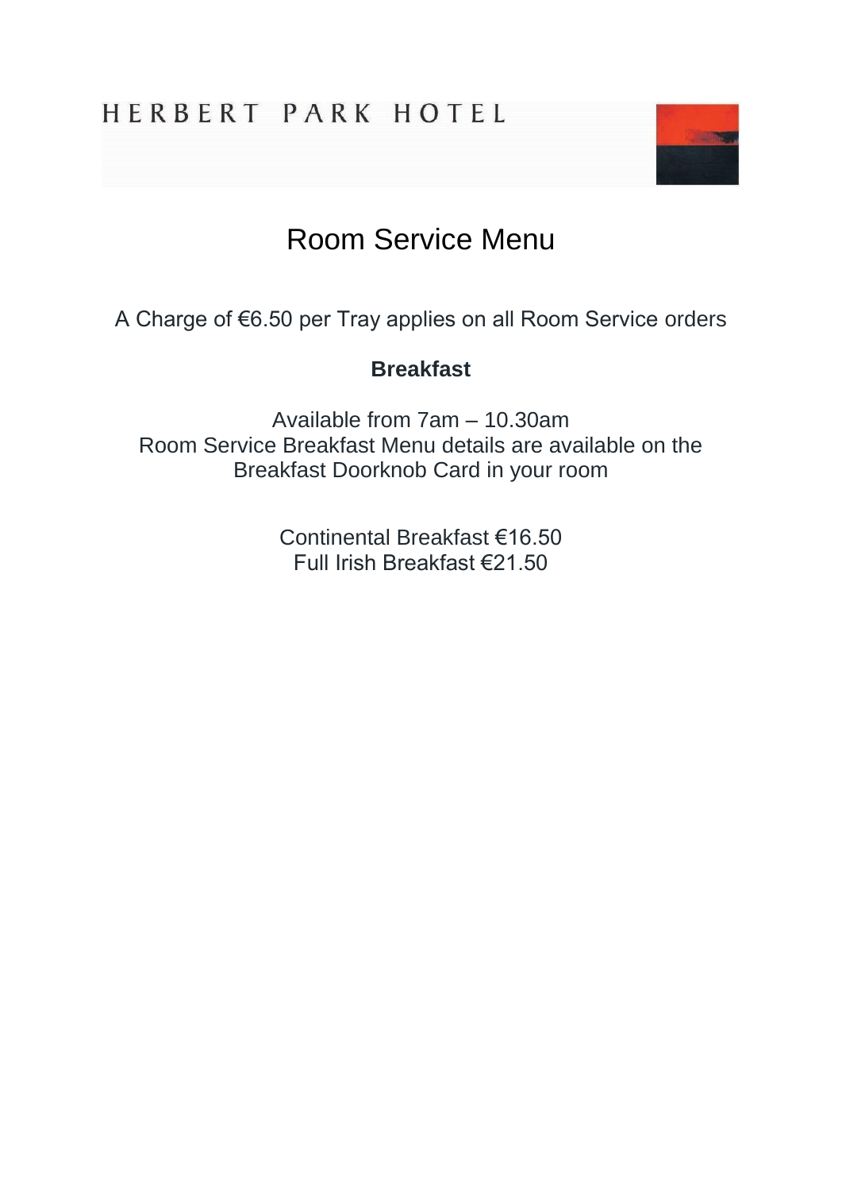HERBERT PARK HOTEL

# Room Service Menu

A Charge of €6.50 per Tray applies on all Room Service orders

## Breakfast

Available from 7am – 10.30am
Room Service Breakfast Menu details are available on the Breakfast Doorknob Card in your room

Continental Breakfast €16.50
Full Irish Breakfast €21.50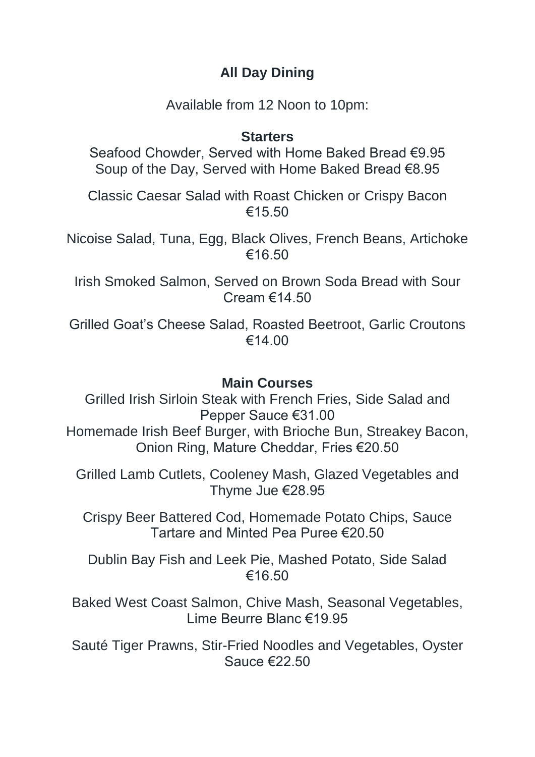## All Day Dining

Available from 12 Noon to 10pm:

### Starters

Seafood Chowder, Served with Home Baked Bread €9.95
Soup of the Day, Served with Home Baked Bread €8.95

Classic Caesar Salad with Roast Chicken or Crispy Bacon €15.50

Nicoise Salad, Tuna, Egg, Black Olives, French Beans, Artichoke €16.50

Irish Smoked Salmon, Served on Brown Soda Bread with Sour Cream €14.50

Grilled Goat's Cheese Salad, Roasted Beetroot, Garlic Croutons €14.00

### Main Courses

Grilled Irish Sirloin Steak with French Fries, Side Salad and Pepper Sauce €31.00
Homemade Irish Beef Burger, with Brioche Bun, Streakey Bacon, Onion Ring, Mature Cheddar, Fries €20.50

Grilled Lamb Cutlets, Cooleney Mash, Glazed Vegetables and Thyme Jue €28.95

Crispy Beer Battered Cod, Homemade Potato Chips, Sauce Tartare and Minted Pea Puree €20.50

Dublin Bay Fish and Leek Pie, Mashed Potato, Side Salad €16.50

Baked West Coast Salmon, Chive Mash, Seasonal Vegetables, Lime Beurre Blanc €19.95

Sauté Tiger Prawns, Stir-Fried Noodles and Vegetables, Oyster Sauce €22.50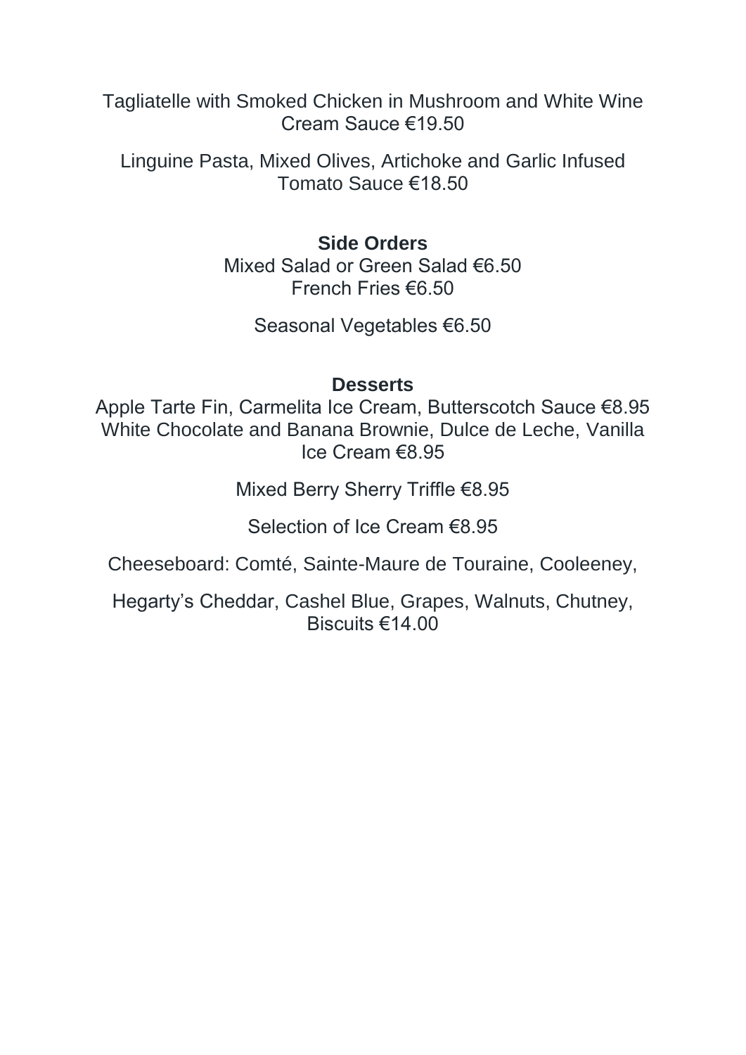Tagliatelle with Smoked Chicken in Mushroom and White Wine Cream Sauce €19.50

Linguine Pasta, Mixed Olives, Artichoke and Garlic Infused Tomato Sauce €18.50

**Side Orders**

Mixed Salad or Green Salad €6.50
French Fries €6.50

Seasonal Vegetables €6.50

**Desserts**

Apple Tarte Fin, Carmelita Ice Cream, Butterscotch Sauce €8.95
White Chocolate and Banana Brownie, Dulce de Leche, Vanilla Ice Cream €8.95

Mixed Berry Sherry Triffle €8.95

Selection of Ice Cream €8.95

Cheeseboard: Comté, Sainte-Maure de Touraine, Cooleeney,

Hegarty's Cheddar, Cashel Blue, Grapes, Walnuts, Chutney, Biscuits €14.00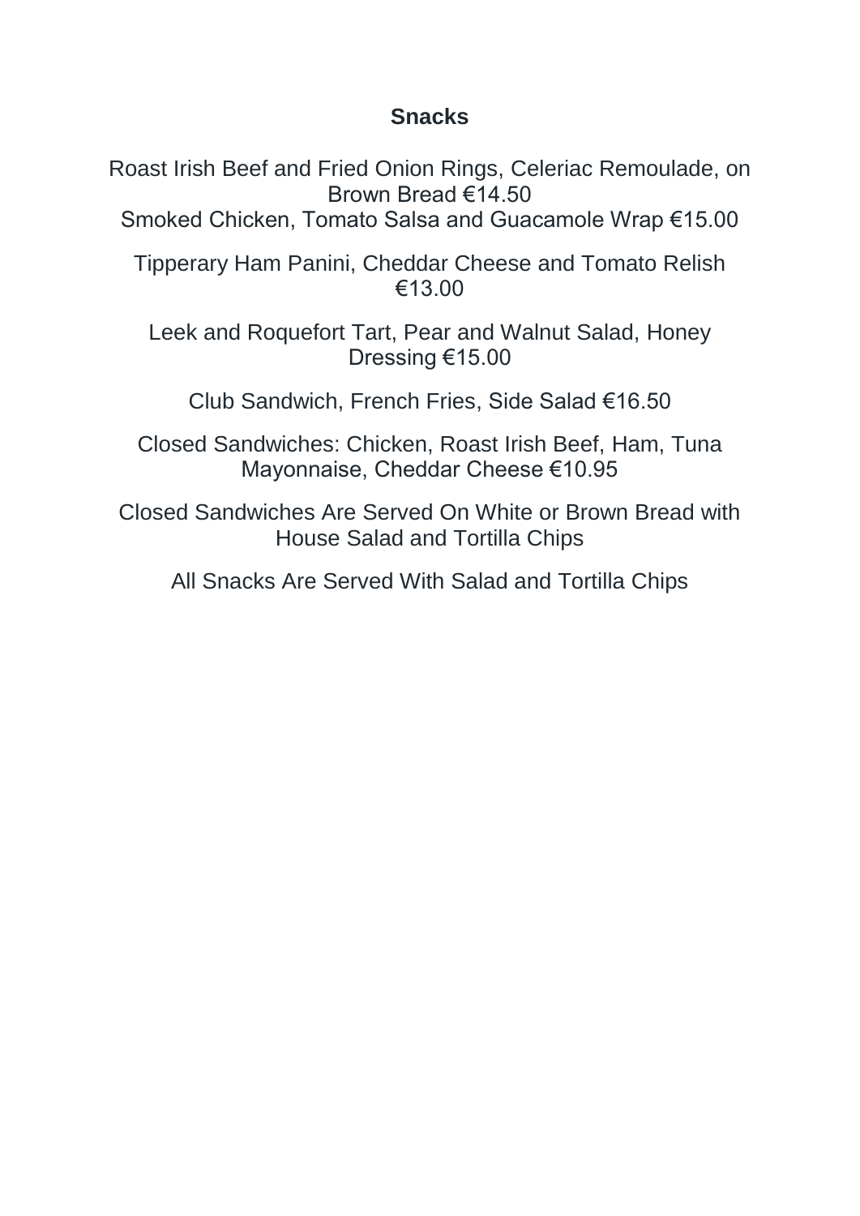## Snacks

Roast Irish Beef and Fried Onion Rings, Celeriac Remoulade, on Brown Bread €14.50

Smoked Chicken, Tomato Salsa and Guacamole Wrap €15.00

Tipperary Ham Panini, Cheddar Cheese and Tomato Relish €13.00

Leek and Roquefort Tart, Pear and Walnut Salad, Honey Dressing €15.00

Club Sandwich, French Fries, Side Salad €16.50

Closed Sandwiches: Chicken, Roast Irish Beef, Ham, Tuna Mayonnaise, Cheddar Cheese €10.95

Closed Sandwiches Are Served On White or Brown Bread with House Salad and Tortilla Chips

All Snacks Are Served With Salad and Tortilla Chips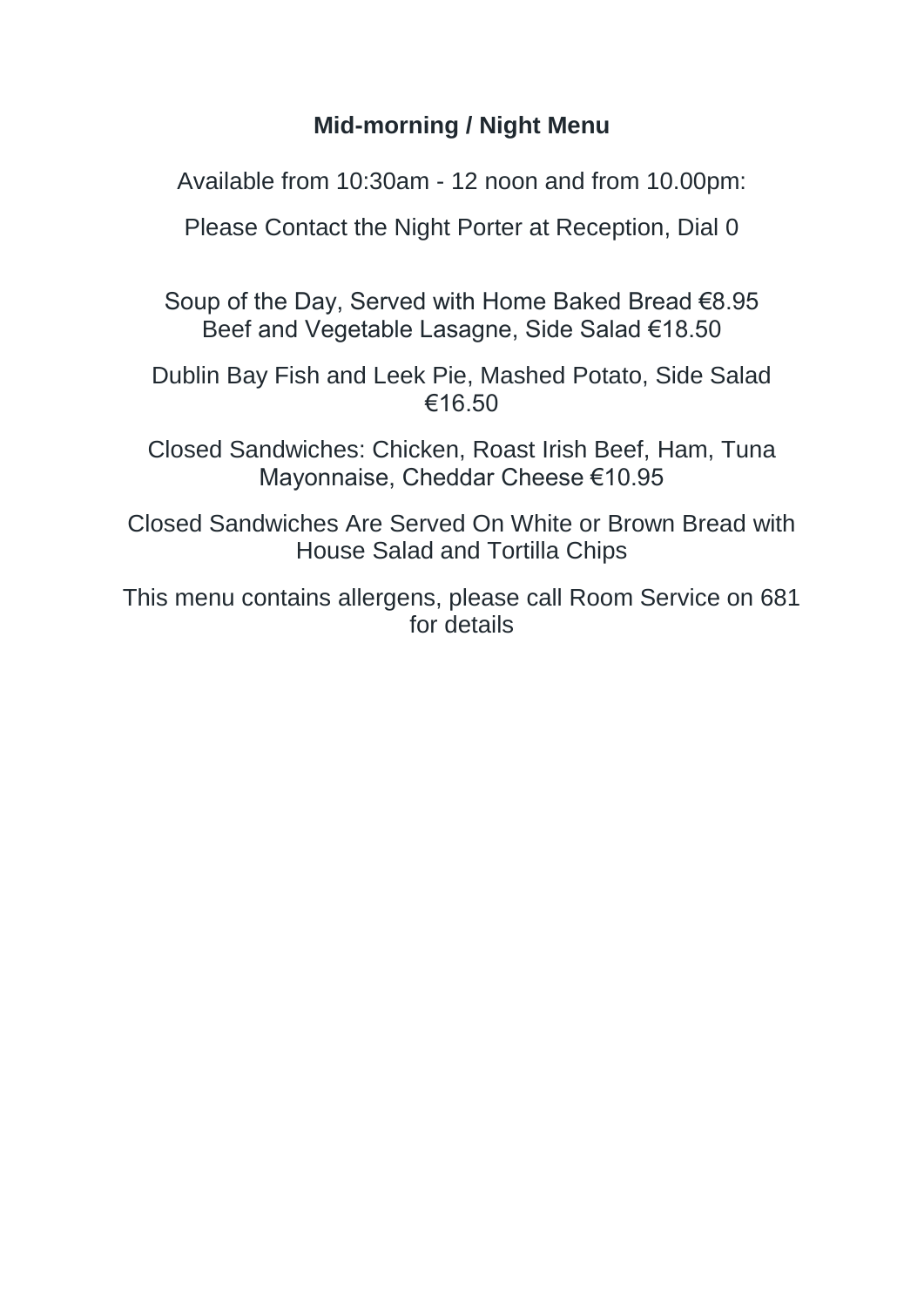## Mid-morning / Night Menu

Available from 10:30am - 12 noon and from 10.00pm:

Please Contact the Night Porter at Reception, Dial 0

Soup of the Day, Served with Home Baked Bread €8.95
Beef and Vegetable Lasagne, Side Salad €18.50

Dublin Bay Fish and Leek Pie, Mashed Potato, Side Salad €16.50

Closed Sandwiches: Chicken, Roast Irish Beef, Ham, Tuna Mayonnaise, Cheddar Cheese €10.95

Closed Sandwiches Are Served On White or Brown Bread with House Salad and Tortilla Chips

This menu contains allergens, please call Room Service on 681 for details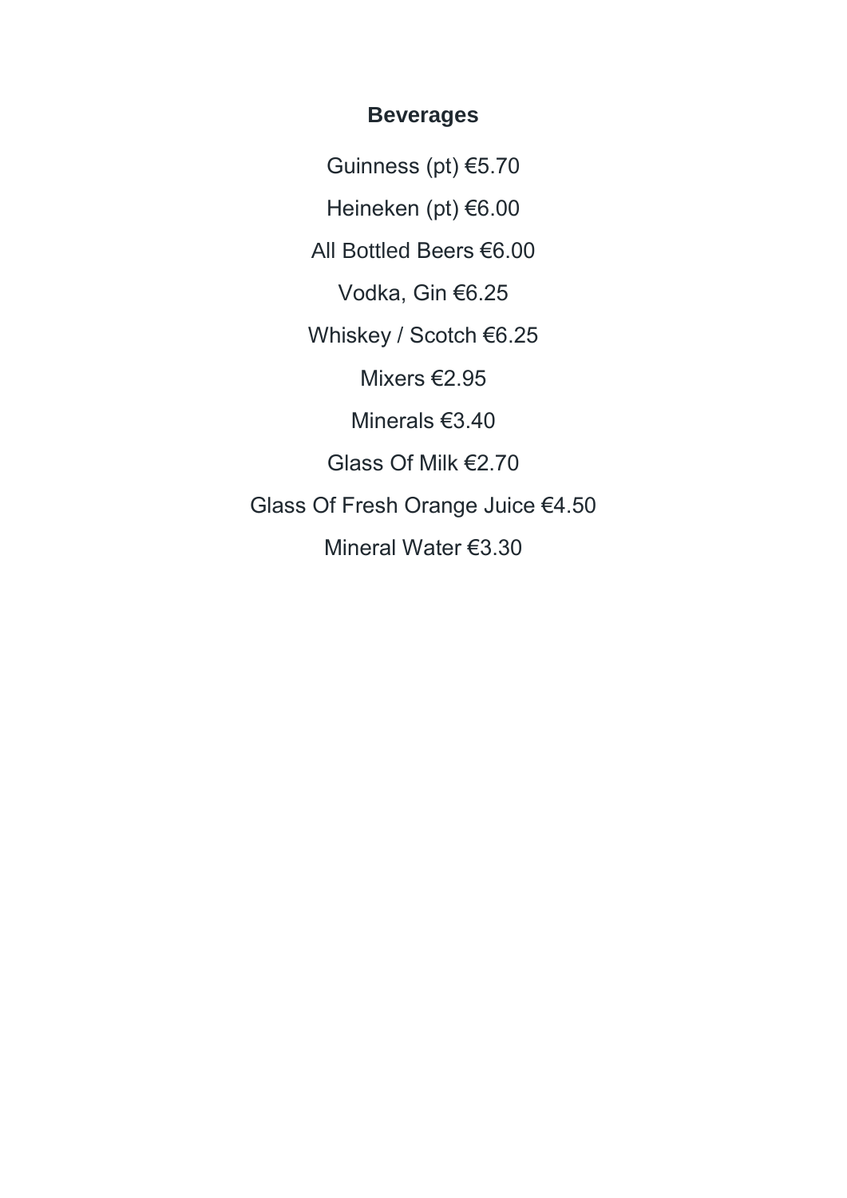## Beverages

Guinness (pt) €5.70

Heineken (pt) €6.00

All Bottled Beers €6.00

Vodka, Gin €6.25

Whiskey / Scotch €6.25

Mixers €2.95

Minerals €3.40

Glass Of Milk €2.70

Glass Of Fresh Orange Juice €4.50

Mineral Water €3.30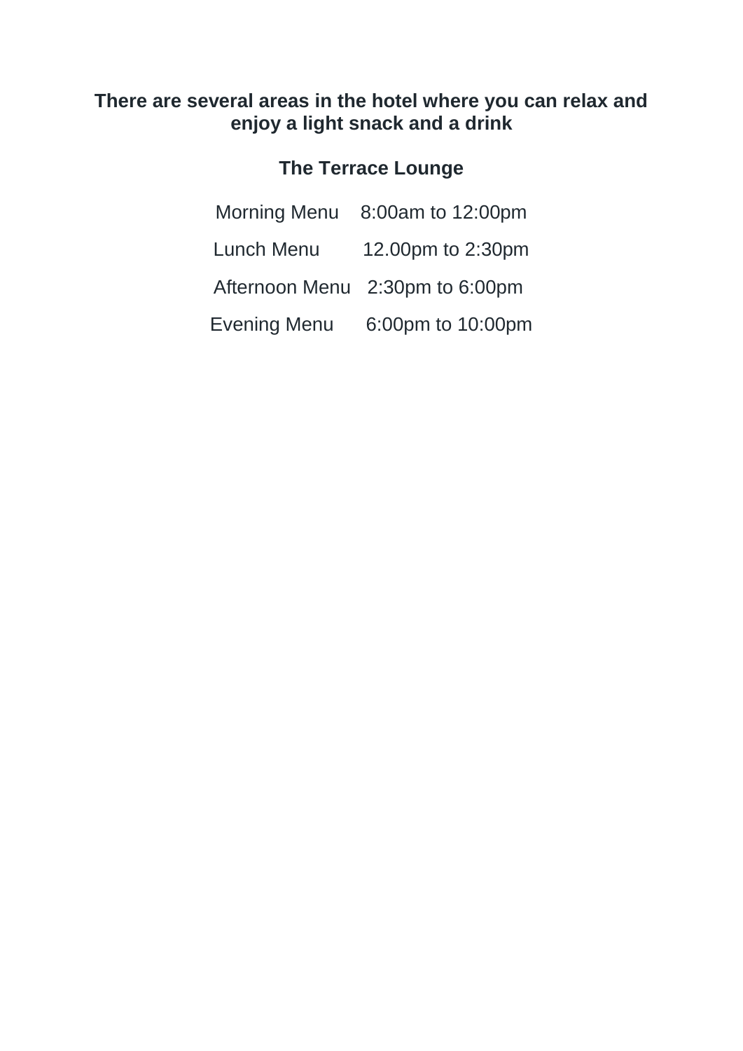**There are several areas in the hotel where you can relax and enjoy a light snack and a drink**

**The Terrace Lounge**

| | |
|---|---|
| Morning Menu | 8:00am to 12:00pm |
| Lunch Menu | 12.00pm to 2:30pm |
| Afternoon Menu | 2:30pm to 6:00pm |
| Evening Menu | 6:00pm to 10:00pm |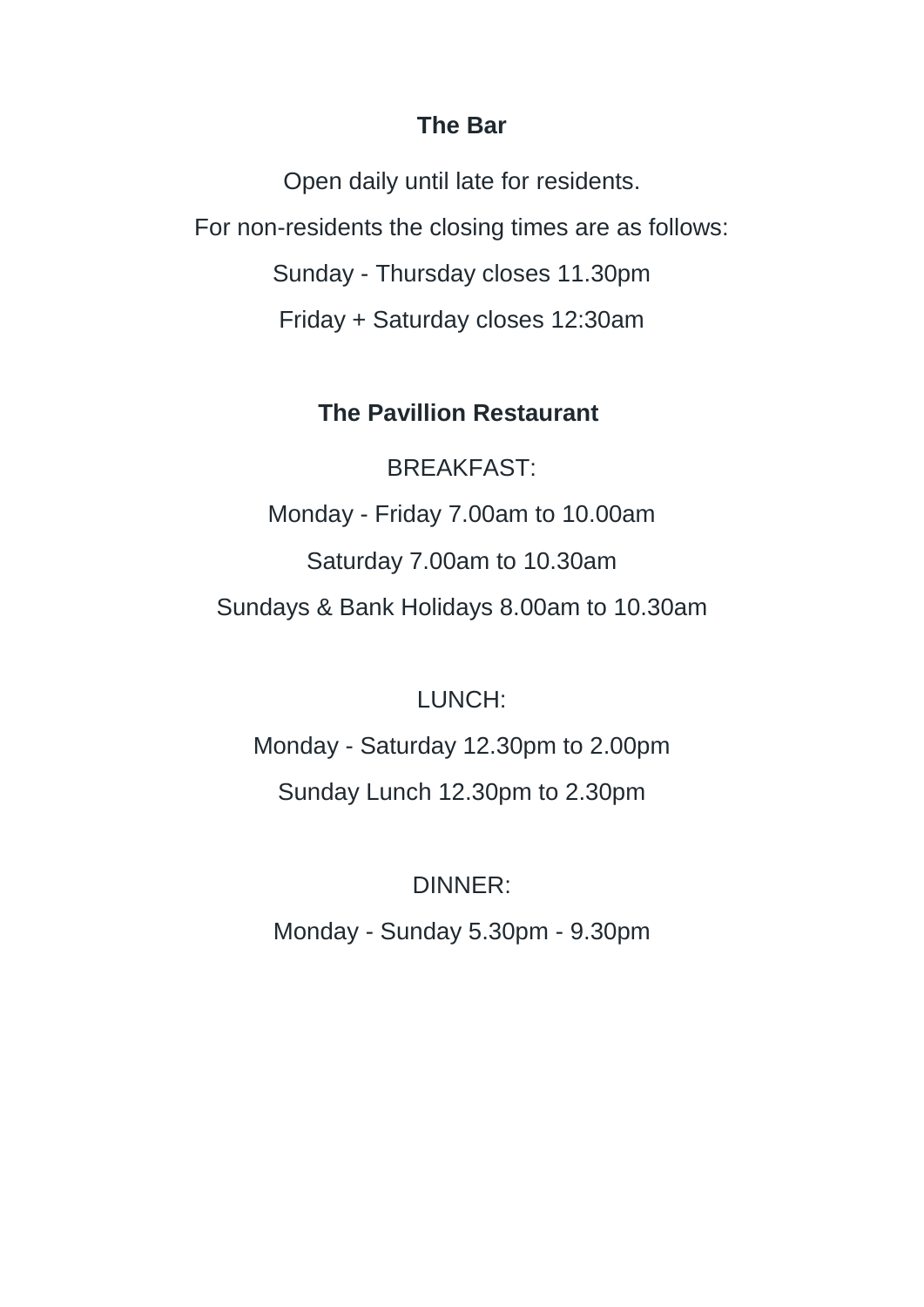**The Bar**

Open daily until late for residents.

For non-residents the closing times are as follows:

Sunday - Thursday closes 11.30pm

Friday + Saturday closes 12:30am

**The Pavillion Restaurant**

BREAKFAST:

Monday - Friday 7.00am to 10.00am

Saturday 7.00am to 10.30am

Sundays & Bank Holidays 8.00am to 10.30am

LUNCH:

Monday - Saturday 12.30pm to 2.00pm

Sunday Lunch 12.30pm to 2.30pm

DINNER:

Monday - Sunday 5.30pm - 9.30pm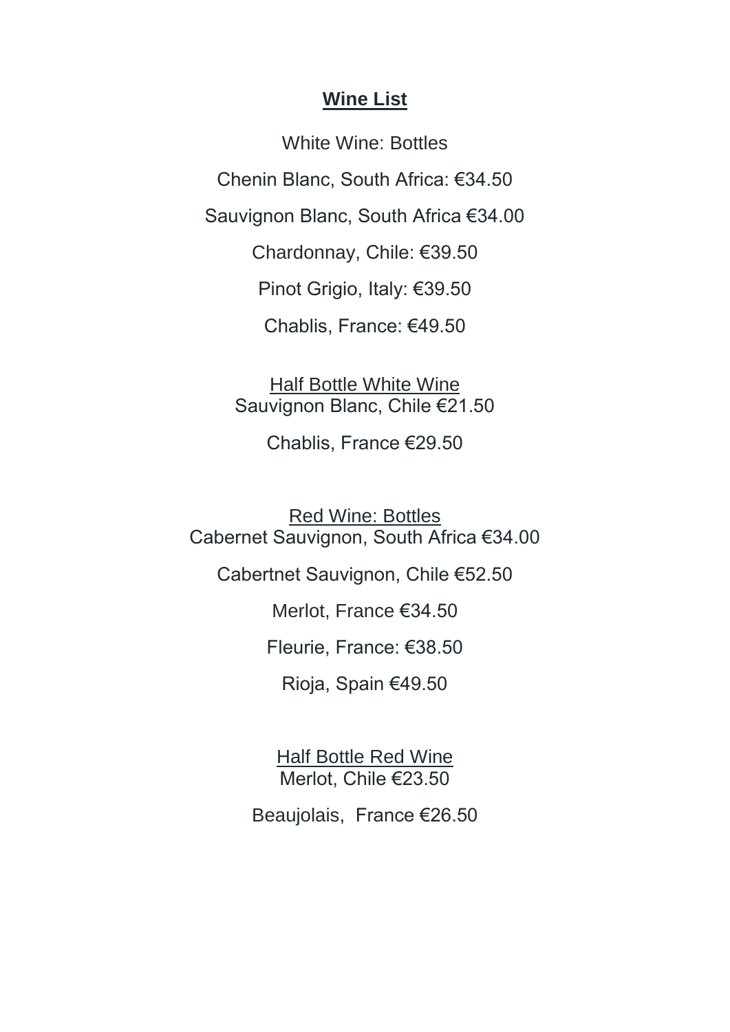# **Wine List**

White Wine: Bottles

Chenin Blanc, South Africa: €34.50

Sauvignon Blanc, South Africa €34.00

Chardonnay, Chile: €39.50

Pinot Grigio, Italy: €39.50

Chablis, France: €49.50

<u>Half Bottle White Wine</u>

Sauvignon Blanc, Chile €21.50

Chablis, France €29.50

<u>Red Wine: Bottles</u>

Cabernet Sauvignon, South Africa €34.00

Cabertnet Sauvignon, Chile €52.50

Merlot, France €34.50

Fleurie, France: €38.50

Rioja, Spain €49.50

<u>Half Bottle Red Wine</u>

Merlot, Chile €23.50

Beaujolais, France €26.50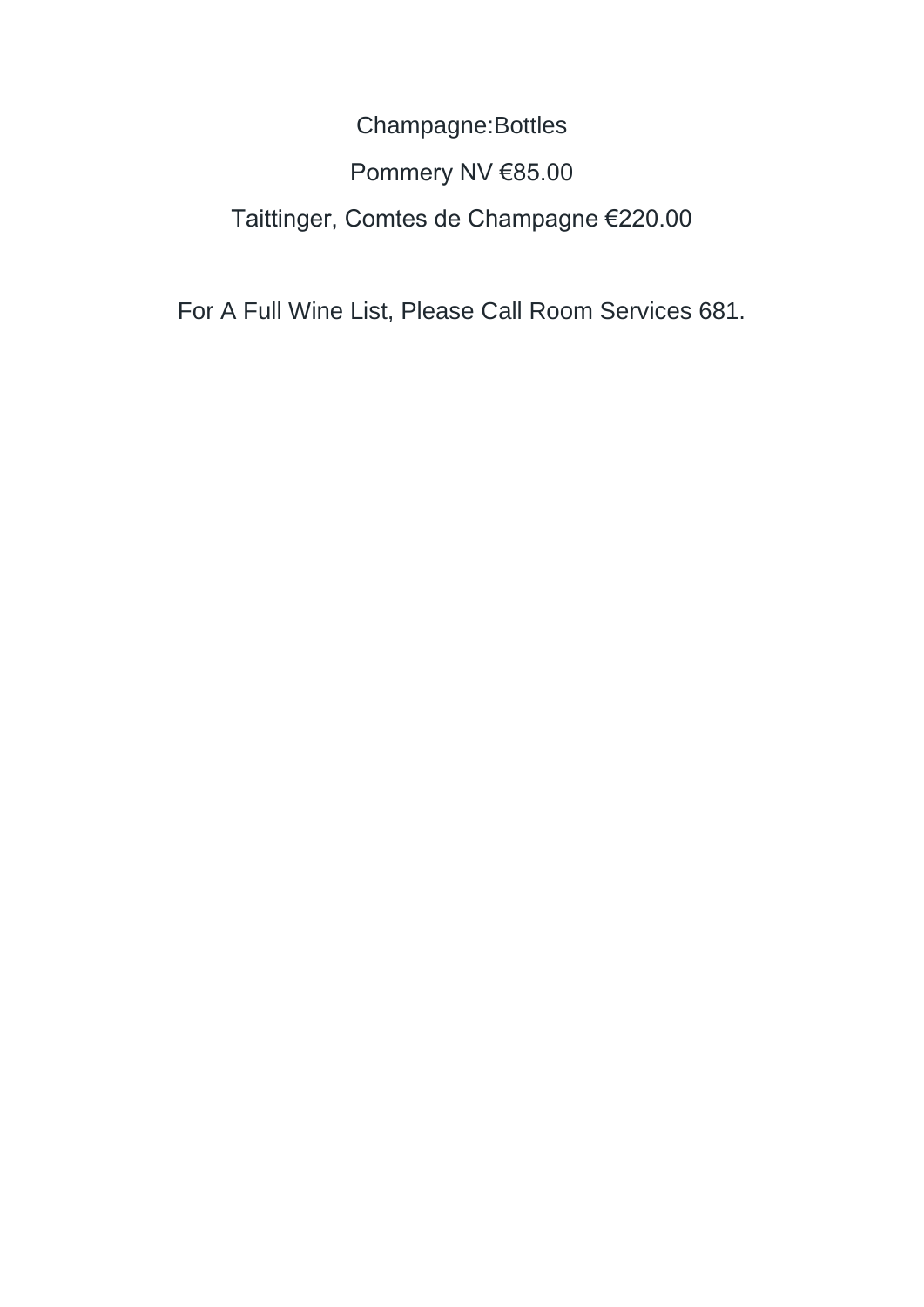Champagne:Bottles

Pommery NV €85.00

Taittinger, Comtes de Champagne €220.00

For A Full Wine List, Please Call Room Services 681.